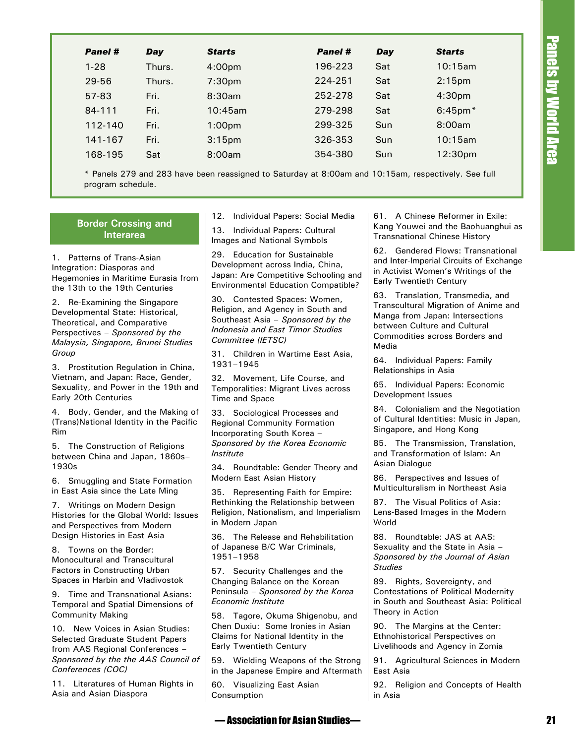| Panel # | Day | Starts | Panel # | Day | Starts |
|---|---|---|---|---|---|
| 1-28 | Thurs. | 4:00pm | 196-223 | Sat | 10:15am |
| 29-56 | Thurs. | 7:30pm | 224-251 | Sat | 2:15pm |
| 57-83 | Fri. | 8:30am | 252-278 | Sat | 4:30pm |
| 84-111 | Fri. | 10:45am | 279-298 | Sat | 6:45pm* |
| 112-140 | Fri. | 1:00pm | 299-325 | Sun | 8:00am |
| 141-167 | Fri. | 3:15pm | 326-353 | Sun | 10:15am |
| 168-195 | Sat | 8:00am | 354-380 | Sun | 12:30pm |

* Panels 279 and 283 have been reassigned to Saturday at 8:00am and 10:15am, respectively. See full program schedule.

## Border Crossing and Interarea

1. Patterns of Trans-Asian Integration: Diasporas and Hegemonies in Maritime Eurasia from the 13th to the 19th Centuries

2. Re-Examining the Singapore Developmental State: Historical, Theoretical, and Comparative Perspectives – *Sponsored by the Malaysia, Singapore, Brunei Studies Group*

3. Prostitution Regulation in China, Vietnam, and Japan: Race, Gender, Sexuality, and Power in the 19th and Early 20th Centuries

4. Body, Gender, and the Making of (Trans)National Identity in the Pacific Rim

5. The Construction of Religions between China and Japan, 1860s–1930s

6. Smuggling and State Formation in East Asia since the Late Ming

7. Writings on Modern Design Histories for the Global World: Issues and Perspectives from Modern Design Histories in East Asia

8. Towns on the Border: Monocultural and Transcultural Factors in Constructing Urban Spaces in Harbin and Vladivostok

9. Time and Transnational Asians: Temporal and Spatial Dimensions of Community Making

10. New Voices in Asian Studies: Selected Graduate Student Papers from AAS Regional Conferences – *Sponsored by the the AAS Council of Conferences (COC)*

11. Literatures of Human Rights in Asia and Asian Diaspora

12. Individual Papers: Social Media

13. Individual Papers: Cultural Images and National Symbols

29. Education for Sustainable Development across India, China, Japan: Are Competitive Schooling and Environmental Education Compatible?

30. Contested Spaces: Women, Religion, and Agency in South and Southeast Asia – *Sponsored by the Indonesia and East Timor Studies Committee (IETSC)*

31. Children in Wartime East Asia, 1931–1945

32. Movement, Life Course, and Temporalities: Migrant Lives across Time and Space

33. Sociological Processes and Regional Community Formation Incorporating South Korea – *Sponsored by the Korea Economic Institute*

34. Roundtable: Gender Theory and Modern East Asian History

35. Representing Faith for Empire: Rethinking the Relationship between Religion, Nationalism, and Imperialism in Modern Japan

36. The Release and Rehabilitation of Japanese B/C War Criminals, 1951–1958

57. Security Challenges and the Changing Balance on the Korean Peninsula – *Sponsored by the Korea Economic Institute*

58. Tagore, Okuma Shigenobu, and Chen Duxiu: Some Ironies in Asian Claims for National Identity in the Early Twentieth Century

59. Wielding Weapons of the Strong in the Japanese Empire and Aftermath

60. Visualizing East Asian Consumption

61. A Chinese Reformer in Exile: Kang Youwei and the Baohuanghui as Transnational Chinese History

62. Gendered Flows: Transnational and Inter-Imperial Circuits of Exchange in Activist Women's Writings of the Early Twentieth Century

63. Translation, Transmedia, and Transcultural Migration of Anime and Manga from Japan: Intersections between Culture and Cultural Commodities across Borders and Media

64. Individual Papers: Family Relationships in Asia

65. Individual Papers: Economic Development Issues

84. Colonialism and the Negotiation of Cultural Identities: Music in Japan, Singapore, and Hong Kong

85. The Transmission, Translation, and Transformation of Islam: An Asian Dialogue

86. Perspectives and Issues of Multiculturalism in Northeast Asia

87. The Visual Politics of Asia: Lens-Based Images in the Modern World

88. Roundtable: JAS at AAS: Sexuality and the State in Asia – *Sponsored by the Journal of Asian Studies*

89. Rights, Sovereignty, and Contestations of Political Modernity in South and Southeast Asia: Political Theory in Action

90. The Margins at the Center: Ethnohistorical Perspectives on Livelihoods and Agency in Zomia

91. Agricultural Sciences in Modern East Asia

92. Religion and Concepts of Health in Asia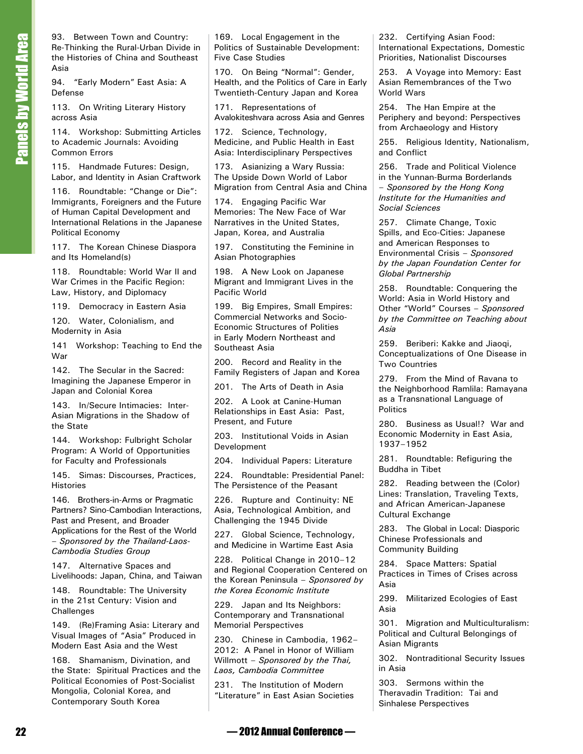# Panels by World Area

93. Between Town and Country: Re-Thinking the Rural-Urban Divide in the Histories of China and Southeast Asia

94. "Early Modern" East Asia: A Defense

113. On Writing Literary History across Asia

114. Workshop: Submitting Articles to Academic Journals: Avoiding Common Errors

115. Handmade Futures: Design, Labor, and Identity in Asian Craftwork

116. Roundtable: "Change or Die": Immigrants, Foreigners and the Future of Human Capital Development and International Relations in the Japanese Political Economy

117. The Korean Chinese Diaspora and Its Homeland(s)

118. Roundtable: World War II and War Crimes in the Pacific Region: Law, History, and Diplomacy

119. Democracy in Eastern Asia

120. Water, Colonialism, and Modernity in Asia

141 Workshop: Teaching to End the War

142. The Secular in the Sacred: Imagining the Japanese Emperor in Japan and Colonial Korea

143. In/Secure Intimacies: Inter-Asian Migrations in the Shadow of the State

144. Workshop: Fulbright Scholar Program: A World of Opportunities for Faculty and Professionals

145. Simas: Discourses, Practices, Histories

146. Brothers-in-Arms or Pragmatic Partners? Sino-Cambodian Interactions, Past and Present, and Broader Applications for the Rest of the World – *Sponsored by the Thailand-Laos-Cambodia Studies Group*

147. Alternative Spaces and Livelihoods: Japan, China, and Taiwan

148. Roundtable: The University in the 21st Century: Vision and Challenges

149. (Re)Framing Asia: Literary and Visual Images of "Asia" Produced in Modern East Asia and the West

168. Shamanism, Divination, and the State: Spiritual Practices and the Political Economies of Post-Socialist Mongolia, Colonial Korea, and Contemporary South Korea

169. Local Engagement in the Politics of Sustainable Development: Five Case Studies

170. On Being "Normal": Gender, Health, and the Politics of Care in Early Twentieth-Century Japan and Korea

171. Representations of Avalokiteshvara across Asia and Genres

172. Science, Technology, Medicine, and Public Health in East Asia: Interdisciplinary Perspectives

173. Asianizing a Wary Russia: The Upside Down World of Labor Migration from Central Asia and China

174. Engaging Pacific War Memories: The New Face of War Narratives in the United States, Japan, Korea, and Australia

197. Constituting the Feminine in Asian Photographies

198. A New Look on Japanese Migrant and Immigrant Lives in the Pacific World

199. Big Empires, Small Empires: Commercial Networks and Socio-Economic Structures of Polities in Early Modern Northeast and Southeast Asia

200. Record and Reality in the Family Registers of Japan and Korea

201. The Arts of Death in Asia

202. A Look at Canine-Human Relationships in East Asia: Past, Present, and Future

203. Institutional Voids in Asian Development

204. Individual Papers: Literature

224. Roundtable: Presidential Panel: The Persistence of the Peasant

226. Rupture and Continuity: NE Asia, Technological Ambition, and Challenging the 1945 Divide

227. Global Science, Technology, and Medicine in Wartime East Asia

228. Political Change in 2010–12 and Regional Cooperation Centered on the Korean Peninsula – *Sponsored by the Korea Economic Institute*

229. Japan and Its Neighbors: Contemporary and Transnational Memorial Perspectives

230. Chinese in Cambodia, 1962–2012: A Panel in Honor of William Willmott – *Sponsored by the Thai, Laos, Cambodia Committee*

231. The Institution of Modern "Literature" in East Asian Societies

232. Certifying Asian Food: International Expectations, Domestic Priorities, Nationalist Discourses

253. A Voyage into Memory: East Asian Remembrances of the Two World Wars

254. The Han Empire at the Periphery and beyond: Perspectives from Archaeology and History

255. Religious Identity, Nationalism, and Conflict

256. Trade and Political Violence in the Yunnan-Burma Borderlands – *Sponsored by the Hong Kong Institute for the Humanities and Social Sciences*

257. Climate Change, Toxic Spills, and Eco-Cities: Japanese and American Responses to Environmental Crisis – *Sponsored by the Japan Foundation Center for Global Partnership*

258. Roundtable: Conquering the World: Asia in World History and Other "World" Courses – *Sponsored by the Committee on Teaching about Asia*

259. Beriberi: Kakke and Jiaoqi, Conceptualizations of One Disease in Two Countries

279. From the Mind of Ravana to the Neighborhood Ramlila: Ramayana as a Transnational Language of Politics

280. Business as Usual!? War and Economic Modernity in East Asia, 1937–1952

281. Roundtable: Refiguring the Buddha in Tibet

282. Reading between the (Color) Lines: Translation, Traveling Texts, and African American-Japanese Cultural Exchange

283. The Global in Local: Diasporic Chinese Professionals and Community Building

284. Space Matters: Spatial Practices in Times of Crises across Asia

299. Militarized Ecologies of East Asia

301. Migration and Multiculturalism: Political and Cultural Belongings of Asian Migrants

302. Nontraditional Security Issues in Asia

303. Sermons within the Theravadin Tradition: Tai and Sinhalese Perspectives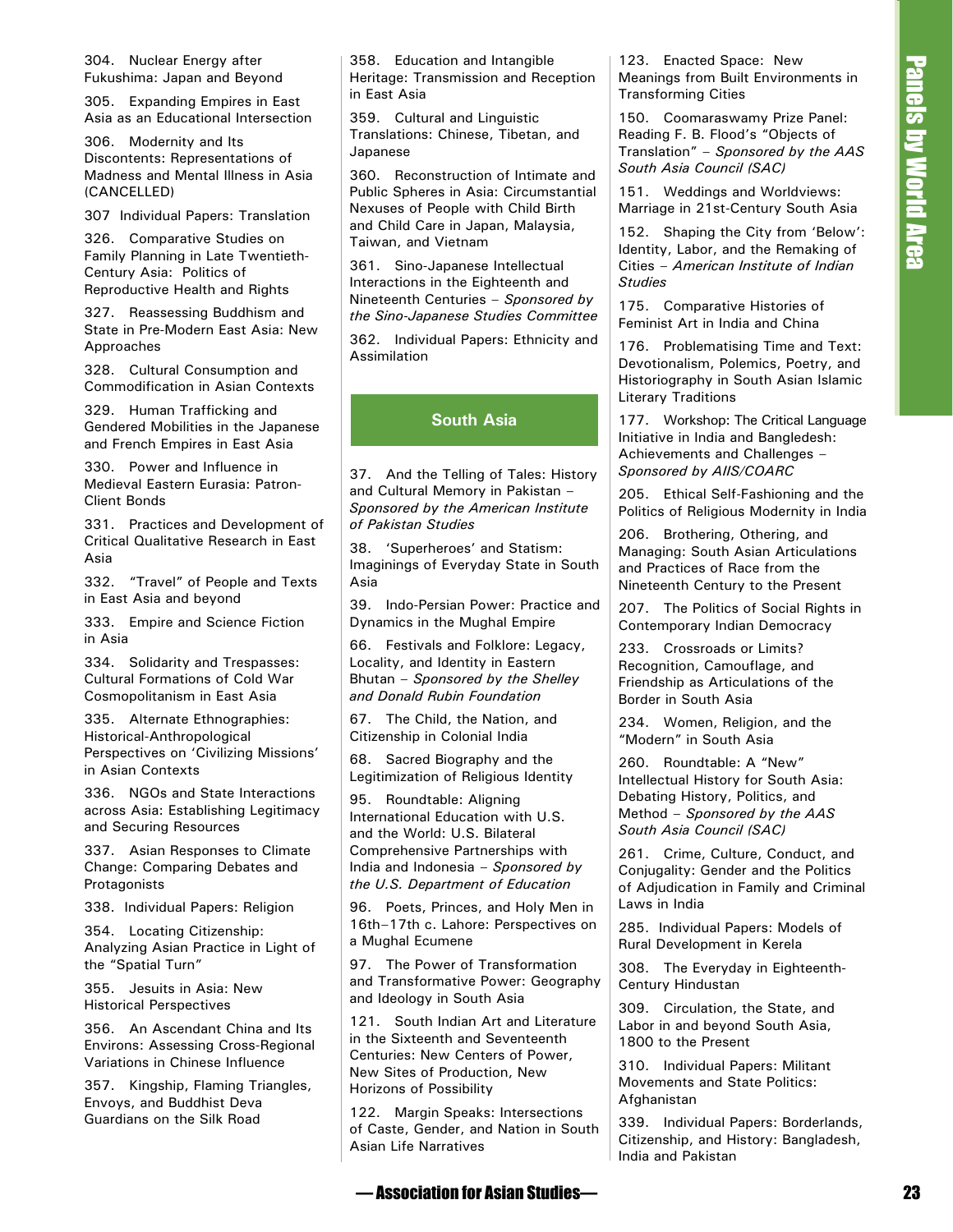304. Nuclear Energy after Fukushima: Japan and Beyond

305. Expanding Empires in East Asia as an Educational Intersection

306. Modernity and Its Discontents: Representations of Madness and Mental Illness in Asia (CANCELLED)

307 Individual Papers: Translation

326. Comparative Studies on Family Planning in Late Twentieth-Century Asia: Politics of Reproductive Health and Rights

327. Reassessing Buddhism and State in Pre-Modern East Asia: New Approaches

328. Cultural Consumption and Commodification in Asian Contexts

329. Human Trafficking and Gendered Mobilities in the Japanese and French Empires in East Asia

330. Power and Influence in Medieval Eastern Eurasia: Patron-Client Bonds

331. Practices and Development of Critical Qualitative Research in East Asia

332. "Travel" of People and Texts in East Asia and beyond

333. Empire and Science Fiction in Asia

334. Solidarity and Trespasses: Cultural Formations of Cold War Cosmopolitanism in East Asia

335. Alternate Ethnographies: Historical-Anthropological Perspectives on 'Civilizing Missions' in Asian Contexts

336. NGOs and State Interactions across Asia: Establishing Legitimacy and Securing Resources

337. Asian Responses to Climate Change: Comparing Debates and Protagonists

338. Individual Papers: Religion

354. Locating Citizenship: Analyzing Asian Practice in Light of the "Spatial Turn"

355. Jesuits in Asia: New Historical Perspectives

356. An Ascendant China and Its Environs: Assessing Cross-Regional Variations in Chinese Influence

357. Kingship, Flaming Triangles, Envoys, and Buddhist Deva Guardians on the Silk Road

358. Education and Intangible Heritage: Transmission and Reception in East Asia

359. Cultural and Linguistic Translations: Chinese, Tibetan, and Japanese

360. Reconstruction of Intimate and Public Spheres in Asia: Circumstantial Nexuses of People with Child Birth and Child Care in Japan, Malaysia, Taiwan, and Vietnam

361. Sino-Japanese Intellectual Interactions in the Eighteenth and Nineteenth Centuries – *Sponsored by the Sino-Japanese Studies Committee*

362. Individual Papers: Ethnicity and Assimilation

## South Asia

37. And the Telling of Tales: History and Cultural Memory in Pakistan – *Sponsored by the American Institute of Pakistan Studies*

38. 'Superheroes' and Statism: Imaginings of Everyday State in South Asia

39. Indo-Persian Power: Practice and Dynamics in the Mughal Empire

66. Festivals and Folklore: Legacy, Locality, and Identity in Eastern Bhutan – *Sponsored by the Shelley and Donald Rubin Foundation*

67. The Child, the Nation, and Citizenship in Colonial India

68. Sacred Biography and the Legitimization of Religious Identity

95. Roundtable: Aligning International Education with U.S. and the World: U.S. Bilateral Comprehensive Partnerships with India and Indonesia – *Sponsored by the U.S. Department of Education*

96. Poets, Princes, and Holy Men in 16th–17th c. Lahore: Perspectives on a Mughal Ecumene

97. The Power of Transformation and Transformative Power: Geography and Ideology in South Asia

121. South Indian Art and Literature in the Sixteenth and Seventeenth Centuries: New Centers of Power, New Sites of Production, New Horizons of Possibility

122. Margin Speaks: Intersections of Caste, Gender, and Nation in South Asian Life Narratives

123. Enacted Space: New Meanings from Built Environments in Transforming Cities

150. Coomaraswamy Prize Panel: Reading F. B. Flood's "Objects of Translation" – *Sponsored by the AAS South Asia Council (SAC)*

151. Weddings and Worldviews: Marriage in 21st-Century South Asia

152. Shaping the City from 'Below': Identity, Labor, and the Remaking of Cities – *American Institute of Indian Studies*

175. Comparative Histories of Feminist Art in India and China

176. Problematising Time and Text: Devotionalism, Polemics, Poetry, and Historiography in South Asian Islamic Literary Traditions

177. Workshop: The Critical Language Initiative in India and Bangledesh: Achievements and Challenges – *Sponsored by AIIS/COARC*

205. Ethical Self-Fashioning and the Politics of Religious Modernity in India

206. Brothering, Othering, and Managing: South Asian Articulations and Practices of Race from the Nineteenth Century to the Present

207. The Politics of Social Rights in Contemporary Indian Democracy

233. Crossroads or Limits? Recognition, Camouflage, and Friendship as Articulations of the Border in South Asia

234. Women, Religion, and the "Modern" in South Asia

260. Roundtable: A "New" Intellectual History for South Asia: Debating History, Politics, and Method – *Sponsored by the AAS South Asia Council (SAC)*

261. Crime, Culture, Conduct, and Conjugality: Gender and the Politics of Adjudication in Family and Criminal Laws in India

285. Individual Papers: Models of Rural Development in Kerela

308. The Everyday in Eighteenth-Century Hindustan

309. Circulation, the State, and Labor in and beyond South Asia, 1800 to the Present

310. Individual Papers: Militant Movements and State Politics: Afghanistan

339. Individual Papers: Borderlands, Citizenship, and History: Bangladesh, India and Pakistan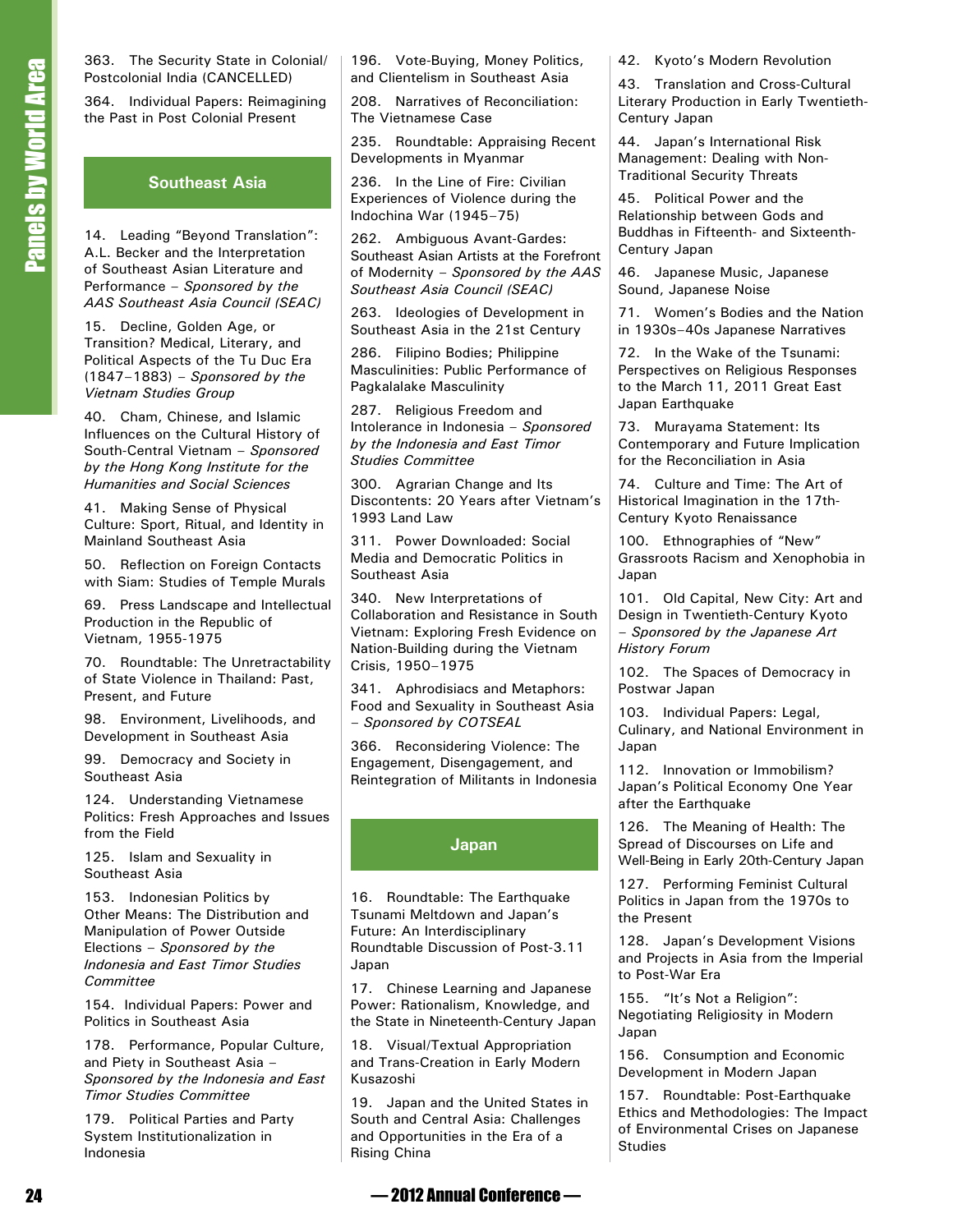363. The Security State in Colonial/Postcolonial India (CANCELLED)

364. Individual Papers: Reimagining the Past in Post Colonial Present

## Southeast Asia

14. Leading "Beyond Translation": A.L. Becker and the Interpretation of Southeast Asian Literature and Performance – *Sponsored by the AAS Southeast Asia Council (SEAC)*

15. Decline, Golden Age, or Transition? Medical, Literary, and Political Aspects of the Tu Duc Era (1847–1883) – *Sponsored by the Vietnam Studies Group*

40. Cham, Chinese, and Islamic Influences on the Cultural History of South-Central Vietnam – *Sponsored by the Hong Kong Institute for the Humanities and Social Sciences*

41. Making Sense of Physical Culture: Sport, Ritual, and Identity in Mainland Southeast Asia

50. Reflection on Foreign Contacts with Siam: Studies of Temple Murals

69. Press Landscape and Intellectual Production in the Republic of Vietnam, 1955-1975

70. Roundtable: The Unretractability of State Violence in Thailand: Past, Present, and Future

98. Environment, Livelihoods, and Development in Southeast Asia

99. Democracy and Society in Southeast Asia

124. Understanding Vietnamese Politics: Fresh Approaches and Issues from the Field

125. Islam and Sexuality in Southeast Asia

153. Indonesian Politics by Other Means: The Distribution and Manipulation of Power Outside Elections – *Sponsored by the Indonesia and East Timor Studies Committee*

154. Individual Papers: Power and Politics in Southeast Asia

178. Performance, Popular Culture, and Piety in Southeast Asia – *Sponsored by the Indonesia and East Timor Studies Committee*

179. Political Parties and Party System Institutionalization in Indonesia

196. Vote-Buying, Money Politics, and Clientelism in Southeast Asia

208. Narratives of Reconciliation: The Vietnamese Case

235. Roundtable: Appraising Recent Developments in Myanmar

236. In the Line of Fire: Civilian Experiences of Violence during the Indochina War (1945–75)

262. Ambiguous Avant-Gardes: Southeast Asian Artists at the Forefront of Modernity – *Sponsored by the AAS Southeast Asia Council (SEAC)*

263. Ideologies of Development in Southeast Asia in the 21st Century

286. Filipino Bodies; Philippine Masculinities: Public Performance of Pagkalalake Masculinity

287. Religious Freedom and Intolerance in Indonesia – *Sponsored by the Indonesia and East Timor Studies Committee*

300. Agrarian Change and Its Discontents: 20 Years after Vietnam's 1993 Land Law

311. Power Downloaded: Social Media and Democratic Politics in Southeast Asia

340. New Interpretations of Collaboration and Resistance in South Vietnam: Exploring Fresh Evidence on Nation-Building during the Vietnam Crisis, 1950–1975

341. Aphrodisiacs and Metaphors: Food and Sexuality in Southeast Asia – *Sponsored by COTSEAL*

366. Reconsidering Violence: The Engagement, Disengagement, and Reintegration of Militants in Indonesia

## Japan

16. Roundtable: The Earthquake Tsunami Meltdown and Japan's Future: An Interdisciplinary Roundtable Discussion of Post-3.11 Japan

17. Chinese Learning and Japanese Power: Rationalism, Knowledge, and the State in Nineteenth-Century Japan

18. Visual/Textual Appropriation and Trans-Creation in Early Modern Kusazoshi

19. Japan and the United States in South and Central Asia: Challenges and Opportunities in the Era of a Rising China

42. Kyoto's Modern Revolution

43. Translation and Cross-Cultural Literary Production in Early Twentieth-Century Japan

44. Japan's International Risk Management: Dealing with Non-Traditional Security Threats

45. Political Power and the Relationship between Gods and Buddhas in Fifteenth- and Sixteenth-Century Japan

46. Japanese Music, Japanese Sound, Japanese Noise

71. Women's Bodies and the Nation in 1930s–40s Japanese Narratives

72. In the Wake of the Tsunami: Perspectives on Religious Responses to the March 11, 2011 Great East Japan Earthquake

73. Murayama Statement: Its Contemporary and Future Implication for the Reconciliation in Asia

74. Culture and Time: The Art of Historical Imagination in the 17th-Century Kyoto Renaissance

100. Ethnographies of "New" Grassroots Racism and Xenophobia in Japan

101. Old Capital, New City: Art and Design in Twentieth-Century Kyoto – *Sponsored by the Japanese Art History Forum*

102. The Spaces of Democracy in Postwar Japan

103. Individual Papers: Legal, Culinary, and National Environment in Japan

112. Innovation or Immobilism? Japan's Political Economy One Year after the Earthquake

126. The Meaning of Health: The Spread of Discourses on Life and Well-Being in Early 20th-Century Japan

127. Performing Feminist Cultural Politics in Japan from the 1970s to the Present

128. Japan's Development Visions and Projects in Asia from the Imperial to Post-War Era

155. "It's Not a Religion": Negotiating Religiosity in Modern Japan

156. Consumption and Economic Development in Modern Japan

157. Roundtable: Post-Earthquake Ethics and Methodologies: The Impact of Environmental Crises on Japanese Studies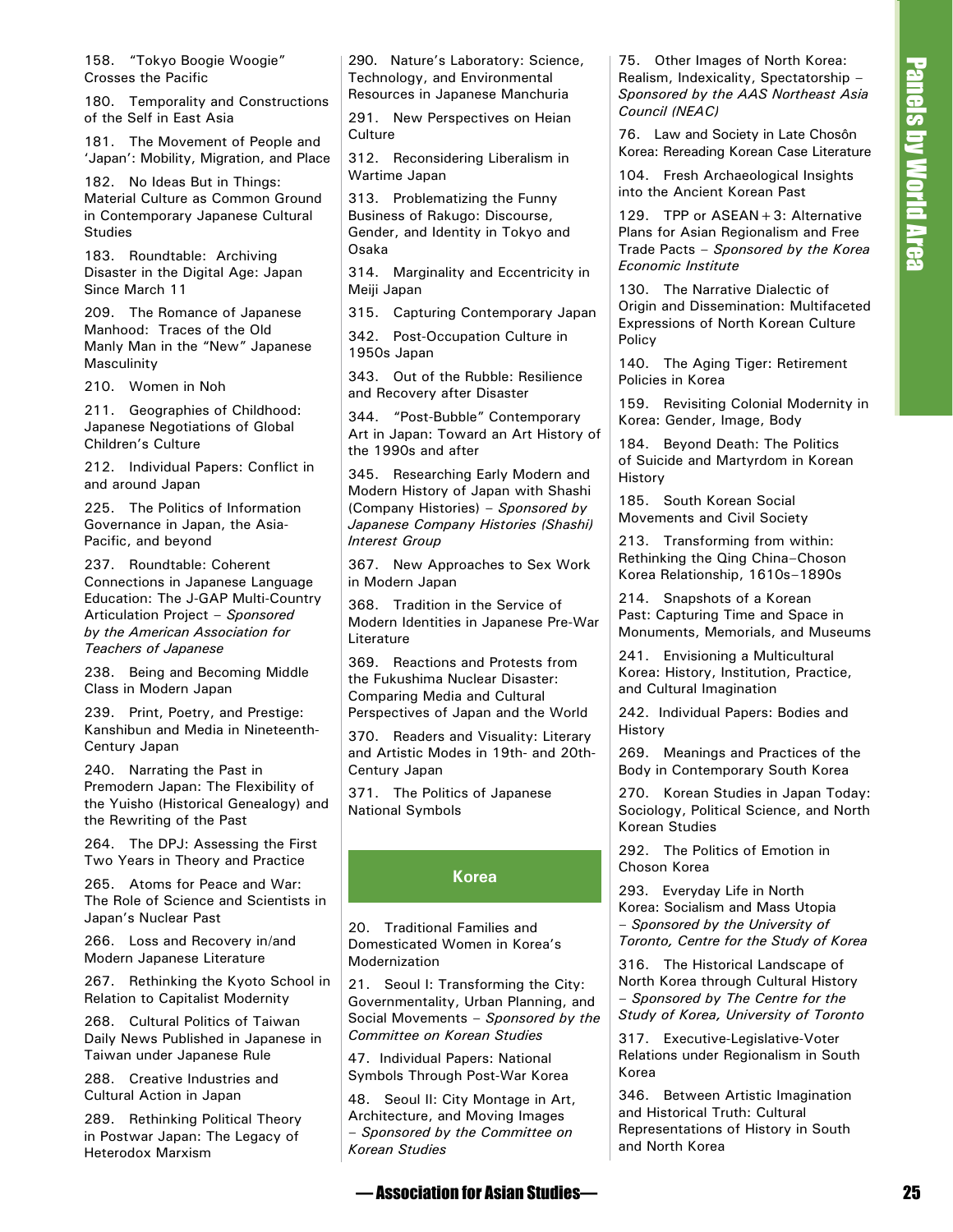158. "Tokyo Boogie Woogie" Crosses the Pacific

180. Temporality and Constructions of the Self in East Asia

181. The Movement of People and 'Japan': Mobility, Migration, and Place

182. No Ideas But in Things: Material Culture as Common Ground in Contemporary Japanese Cultural Studies

183. Roundtable: Archiving Disaster in the Digital Age: Japan Since March 11

209. The Romance of Japanese Manhood: Traces of the Old Manly Man in the "New" Japanese Masculinity

210. Women in Noh

211. Geographies of Childhood: Japanese Negotiations of Global Children's Culture

212. Individual Papers: Conflict in and around Japan

225. The Politics of Information Governance in Japan, the Asia-Pacific, and beyond

237. Roundtable: Coherent Connections in Japanese Language Education: The J-GAP Multi-Country Articulation Project – *Sponsored by the American Association for Teachers of Japanese*

238. Being and Becoming Middle Class in Modern Japan

239. Print, Poetry, and Prestige: Kanshibun and Media in Nineteenth-Century Japan

240. Narrating the Past in Premodern Japan: The Flexibility of the Yuisho (Historical Genealogy) and the Rewriting of the Past

264. The DPJ: Assessing the First Two Years in Theory and Practice

265. Atoms for Peace and War: The Role of Science and Scientists in Japan's Nuclear Past

266. Loss and Recovery in/and Modern Japanese Literature

267. Rethinking the Kyoto School in Relation to Capitalist Modernity

268. Cultural Politics of Taiwan Daily News Published in Japanese in Taiwan under Japanese Rule

288. Creative Industries and Cultural Action in Japan

289. Rethinking Political Theory in Postwar Japan: The Legacy of Heterodox Marxism

290. Nature's Laboratory: Science, Technology, and Environmental Resources in Japanese Manchuria

291. New Perspectives on Heian Culture

312. Reconsidering Liberalism in Wartime Japan

313. Problematizing the Funny Business of Rakugo: Discourse, Gender, and Identity in Tokyo and Osaka

314. Marginality and Eccentricity in Meiji Japan

315. Capturing Contemporary Japan

342. Post-Occupation Culture in 1950s Japan

343. Out of the Rubble: Resilience and Recovery after Disaster

344. "Post-Bubble" Contemporary Art in Japan: Toward an Art History of the 1990s and after

345. Researching Early Modern and Modern History of Japan with Shashi (Company Histories) – *Sponsored by Japanese Company Histories (Shashi) Interest Group*

367. New Approaches to Sex Work in Modern Japan

368. Tradition in the Service of Modern Identities in Japanese Pre-War Literature

369. Reactions and Protests from the Fukushima Nuclear Disaster: Comparing Media and Cultural Perspectives of Japan and the World

370. Readers and Visuality: Literary and Artistic Modes in 19th- and 20th-Century Japan

371. The Politics of Japanese National Symbols

## Korea

20. Traditional Families and Domesticated Women in Korea's Modernization

21. Seoul I: Transforming the City: Governmentality, Urban Planning, and Social Movements – *Sponsored by the Committee on Korean Studies*

47. Individual Papers: National Symbols Through Post-War Korea

48. Seoul II: City Montage in Art, Architecture, and Moving Images – *Sponsored by the Committee on Korean Studies*

75. Other Images of North Korea: Realism, Indexicality, Spectatorship – *Sponsored by the AAS Northeast Asia Council (NEAC)*

76. Law and Society in Late Chosôn Korea: Rereading Korean Case Literature

104. Fresh Archaeological Insights into the Ancient Korean Past

129. TPP or ASEAN+3: Alternative Plans for Asian Regionalism and Free Trade Pacts – *Sponsored by the Korea Economic Institute*

130. The Narrative Dialectic of Origin and Dissemination: Multifaceted Expressions of North Korean Culture Policy

140. The Aging Tiger: Retirement Policies in Korea

159. Revisiting Colonial Modernity in Korea: Gender, Image, Body

184. Beyond Death: The Politics of Suicide and Martyrdom in Korean History

185. South Korean Social Movements and Civil Society

213. Transforming from within: Rethinking the Qing China–Choson Korea Relationship, 1610s–1890s

214. Snapshots of a Korean Past: Capturing Time and Space in Monuments, Memorials, and Museums

241. Envisioning a Multicultural Korea: History, Institution, Practice, and Cultural Imagination

242. Individual Papers: Bodies and History

269. Meanings and Practices of the Body in Contemporary South Korea

270. Korean Studies in Japan Today: Sociology, Political Science, and North Korean Studies

292. The Politics of Emotion in Choson Korea

293. Everyday Life in North Korea: Socialism and Mass Utopia – *Sponsored by the University of Toronto, Centre for the Study of Korea*

316. The Historical Landscape of North Korea through Cultural History – *Sponsored by The Centre for the Study of Korea, University of Toronto*

317. Executive-Legislative-Voter Relations under Regionalism in South Korea

346. Between Artistic Imagination and Historical Truth: Cultural Representations of History in South and North Korea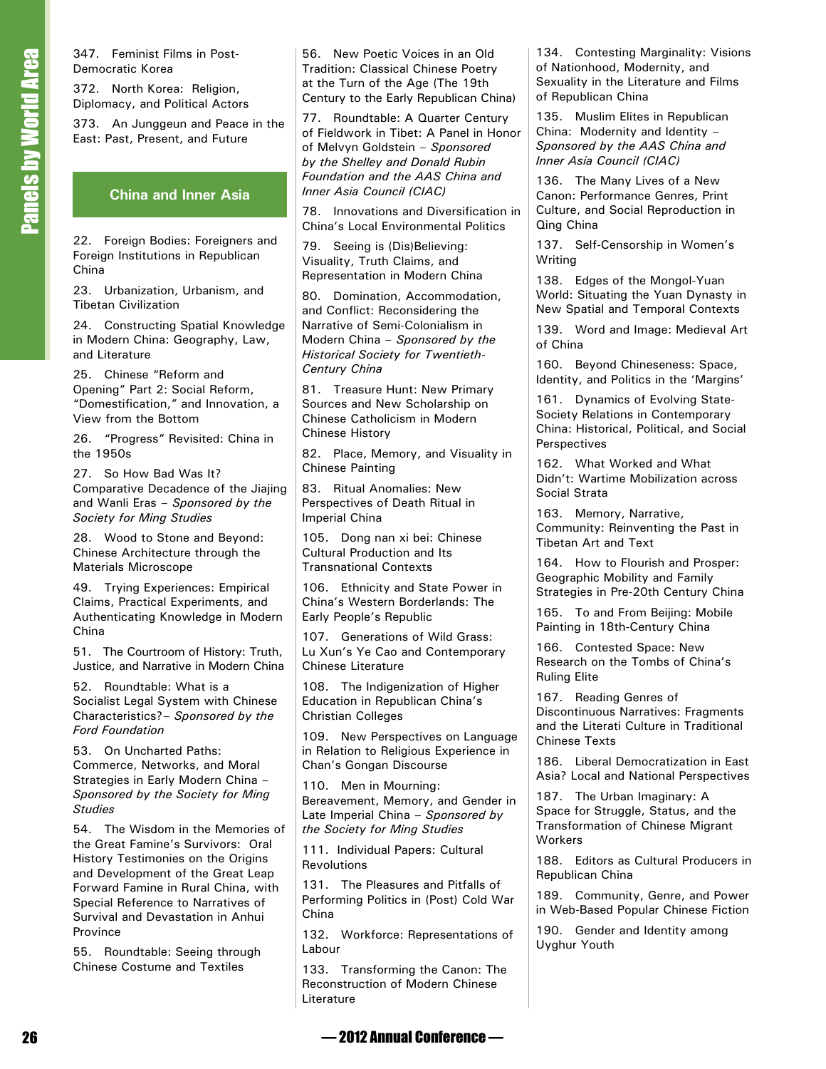347. Feminist Films in Post-Democratic Korea

372. North Korea: Religion, Diplomacy, and Political Actors

373. An Junggeun and Peace in the East: Past, Present, and Future

## China and Inner Asia

22. Foreign Bodies: Foreigners and Foreign Institutions in Republican China

23. Urbanization, Urbanism, and Tibetan Civilization

24. Constructing Spatial Knowledge in Modern China: Geography, Law, and Literature

25. Chinese "Reform and Opening" Part 2: Social Reform, "Domestification," and Innovation, a View from the Bottom

26. "Progress" Revisited: China in the 1950s

27. So How Bad Was It? Comparative Decadence of the Jiajing and Wanli Eras – *Sponsored by the Society for Ming Studies*

28. Wood to Stone and Beyond: Chinese Architecture through the Materials Microscope

49. Trying Experiences: Empirical Claims, Practical Experiments, and Authenticating Knowledge in Modern China

51. The Courtroom of History: Truth, Justice, and Narrative in Modern China

52. Roundtable: What is a Socialist Legal System with Chinese Characteristics?– *Sponsored by the Ford Foundation*

53. On Uncharted Paths: Commerce, Networks, and Moral Strategies in Early Modern China – *Sponsored by the Society for Ming Studies*

54. The Wisdom in the Memories of the Great Famine's Survivors: Oral History Testimonies on the Origins and Development of the Great Leap Forward Famine in Rural China, with Special Reference to Narratives of Survival and Devastation in Anhui Province

55. Roundtable: Seeing through Chinese Costume and Textiles

56. New Poetic Voices in an Old Tradition: Classical Chinese Poetry at the Turn of the Age (The 19th Century to the Early Republican China)

77. Roundtable: A Quarter Century of Fieldwork in Tibet: A Panel in Honor of Melvyn Goldstein – *Sponsored by the Shelley and Donald Rubin Foundation and the AAS China and Inner Asia Council (CIAC)*

78. Innovations and Diversification in China's Local Environmental Politics

79. Seeing is (Dis)Believing: Visuality, Truth Claims, and Representation in Modern China

80. Domination, Accommodation, and Conflict: Reconsidering the Narrative of Semi-Colonialism in Modern China – *Sponsored by the Historical Society for Twentieth-Century China*

81. Treasure Hunt: New Primary Sources and New Scholarship on Chinese Catholicism in Modern Chinese History

82. Place, Memory, and Visuality in Chinese Painting

83. Ritual Anomalies: New Perspectives of Death Ritual in Imperial China

105. Dong nan xi bei: Chinese Cultural Production and Its Transnational Contexts

106. Ethnicity and State Power in China's Western Borderlands: The Early People's Republic

107. Generations of Wild Grass: Lu Xun's Ye Cao and Contemporary Chinese Literature

108. The Indigenization of Higher Education in Republican China's Christian Colleges

109. New Perspectives on Language in Relation to Religious Experience in Chan's Gongan Discourse

110. Men in Mourning: Bereavement, Memory, and Gender in Late Imperial China – *Sponsored by the Society for Ming Studies*

111. Individual Papers: Cultural Revolutions

131. The Pleasures and Pitfalls of Performing Politics in (Post) Cold War China

132. Workforce: Representations of Labour

133. Transforming the Canon: The Reconstruction of Modern Chinese Literature

134. Contesting Marginality: Visions of Nationhood, Modernity, and Sexuality in the Literature and Films of Republican China

135. Muslim Elites in Republican China: Modernity and Identity – *Sponsored by the AAS China and Inner Asia Council (CIAC)*

136. The Many Lives of a New Canon: Performance Genres, Print Culture, and Social Reproduction in Qing China

137. Self-Censorship in Women's Writing

138. Edges of the Mongol-Yuan World: Situating the Yuan Dynasty in New Spatial and Temporal Contexts

139. Word and Image: Medieval Art of China

160. Beyond Chineseness: Space, Identity, and Politics in the 'Margins'

161. Dynamics of Evolving State-Society Relations in Contemporary China: Historical, Political, and Social Perspectives

162. What Worked and What Didn't: Wartime Mobilization across Social Strata

163. Memory, Narrative, Community: Reinventing the Past in Tibetan Art and Text

164. How to Flourish and Prosper: Geographic Mobility and Family Strategies in Pre-20th Century China

165. To and From Beijing: Mobile Painting in 18th-Century China

166. Contested Space: New Research on the Tombs of China's Ruling Elite

167. Reading Genres of Discontinuous Narratives: Fragments and the Literati Culture in Traditional Chinese Texts

186. Liberal Democratization in East Asia? Local and National Perspectives

187. The Urban Imaginary: A Space for Struggle, Status, and the Transformation of Chinese Migrant Workers

188. Editors as Cultural Producers in Republican China

189. Community, Genre, and Power in Web-Based Popular Chinese Fiction

190. Gender and Identity among Uyghur Youth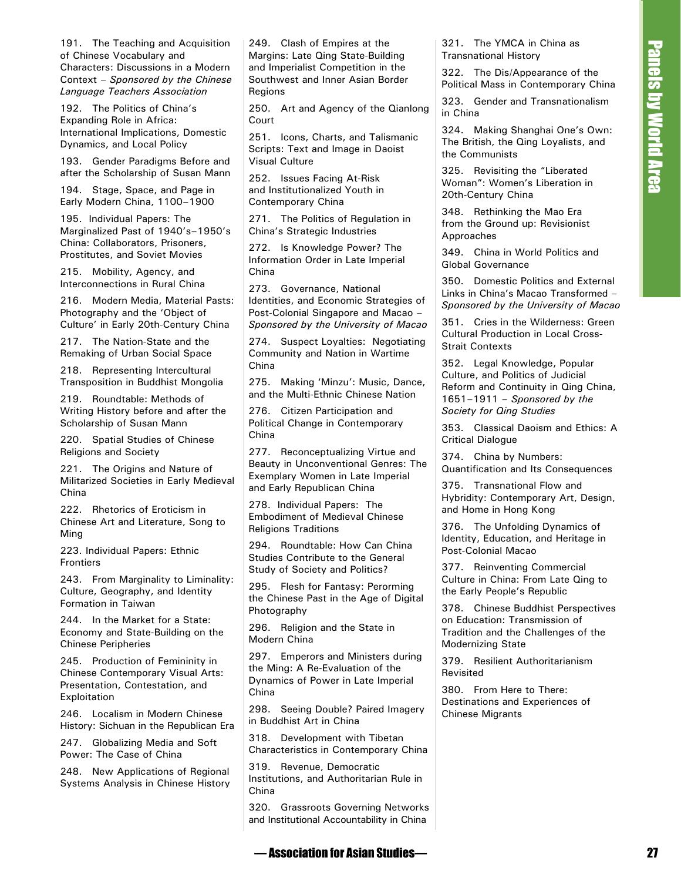191. The Teaching and Acquisition of Chinese Vocabulary and Characters: Discussions in a Modern Context – *Sponsored by the Chinese Language Teachers Association*

192. The Politics of China's Expanding Role in Africa: International Implications, Domestic Dynamics, and Local Policy

193. Gender Paradigms Before and after the Scholarship of Susan Mann

194. Stage, Space, and Page in Early Modern China, 1100–1900

195. Individual Papers: The Marginalized Past of 1940's–1950's China: Collaborators, Prisoners, Prostitutes, and Soviet Movies

215. Mobility, Agency, and Interconnections in Rural China

216. Modern Media, Material Pasts: Photography and the 'Object of Culture' in Early 20th-Century China

217. The Nation-State and the Remaking of Urban Social Space

218. Representing Intercultural Transposition in Buddhist Mongolia

219. Roundtable: Methods of Writing History before and after the Scholarship of Susan Mann

220. Spatial Studies of Chinese Religions and Society

221. The Origins and Nature of Militarized Societies in Early Medieval China

222. Rhetorics of Eroticism in Chinese Art and Literature, Song to Ming

223. Individual Papers: Ethnic Frontiers

243. From Marginality to Liminality: Culture, Geography, and Identity Formation in Taiwan

244. In the Market for a State: Economy and State-Building on the Chinese Peripheries

245. Production of Femininity in Chinese Contemporary Visual Arts: Presentation, Contestation, and Exploitation

246. Localism in Modern Chinese History: Sichuan in the Republican Era

247. Globalizing Media and Soft Power: The Case of China

248. New Applications of Regional Systems Analysis in Chinese History

249. Clash of Empires at the Margins: Late Qing State-Building and Imperialist Competition in the Southwest and Inner Asian Border Regions

250. Art and Agency of the Qianlong Court

251. Icons, Charts, and Talismanic Scripts: Text and Image in Daoist Visual Culture

252. Issues Facing At-Risk and Institutionalized Youth in Contemporary China

271. The Politics of Regulation in China's Strategic Industries

272. Is Knowledge Power? The Information Order in Late Imperial China

273. Governance, National Identities, and Economic Strategies of Post-Colonial Singapore and Macao – *Sponsored by the University of Macao*

274. Suspect Loyalties: Negotiating Community and Nation in Wartime China

275. Making 'Minzu': Music, Dance, and the Multi-Ethnic Chinese Nation

276. Citizen Participation and Political Change in Contemporary China

277. Reconceptualizing Virtue and Beauty in Unconventional Genres: The Exemplary Women in Late Imperial and Early Republican China

278. Individual Papers: The Embodiment of Medieval Chinese Religions Traditions

294. Roundtable: How Can China Studies Contribute to the General Study of Society and Politics?

295. Flesh for Fantasy: Perorming the Chinese Past in the Age of Digital Photography

296. Religion and the State in Modern China

297. Emperors and Ministers during the Ming: A Re-Evaluation of the Dynamics of Power in Late Imperial China

298. Seeing Double? Paired Imagery in Buddhist Art in China

318. Development with Tibetan Characteristics in Contemporary China

319. Revenue, Democratic Institutions, and Authoritarian Rule in China

320. Grassroots Governing Networks and Institutional Accountability in China

321. The YMCA in China as Transnational History

322. The Dis/Appearance of the Political Mass in Contemporary China

323. Gender and Transnationalism in China

324. Making Shanghai One's Own: The British, the Qing Loyalists, and the Communists

325. Revisiting the "Liberated Woman": Women's Liberation in 20th-Century China

348. Rethinking the Mao Era from the Ground up: Revisionist Approaches

349. China in World Politics and Global Governance

350. Domestic Politics and External Links in China's Macao Transformed – *Sponsored by the University of Macao*

351. Cries in the Wilderness: Green Cultural Production in Local Cross-Strait Contexts

352. Legal Knowledge, Popular Culture, and Politics of Judicial Reform and Continuity in Qing China, 1651–1911 – *Sponsored by the Society for Qing Studies*

353. Classical Daoism and Ethics: A Critical Dialogue

374. China by Numbers: Quantification and Its Consequences

375. Transnational Flow and Hybridity: Contemporary Art, Design, and Home in Hong Kong

376. The Unfolding Dynamics of Identity, Education, and Heritage in Post-Colonial Macao

377. Reinventing Commercial Culture in China: From Late Qing to the Early People's Republic

378. Chinese Buddhist Perspectives on Education: Transmission of Tradition and the Challenges of the Modernizing State

379. Resilient Authoritarianism Revisited

380. From Here to There: Destinations and Experiences of Chinese Migrants